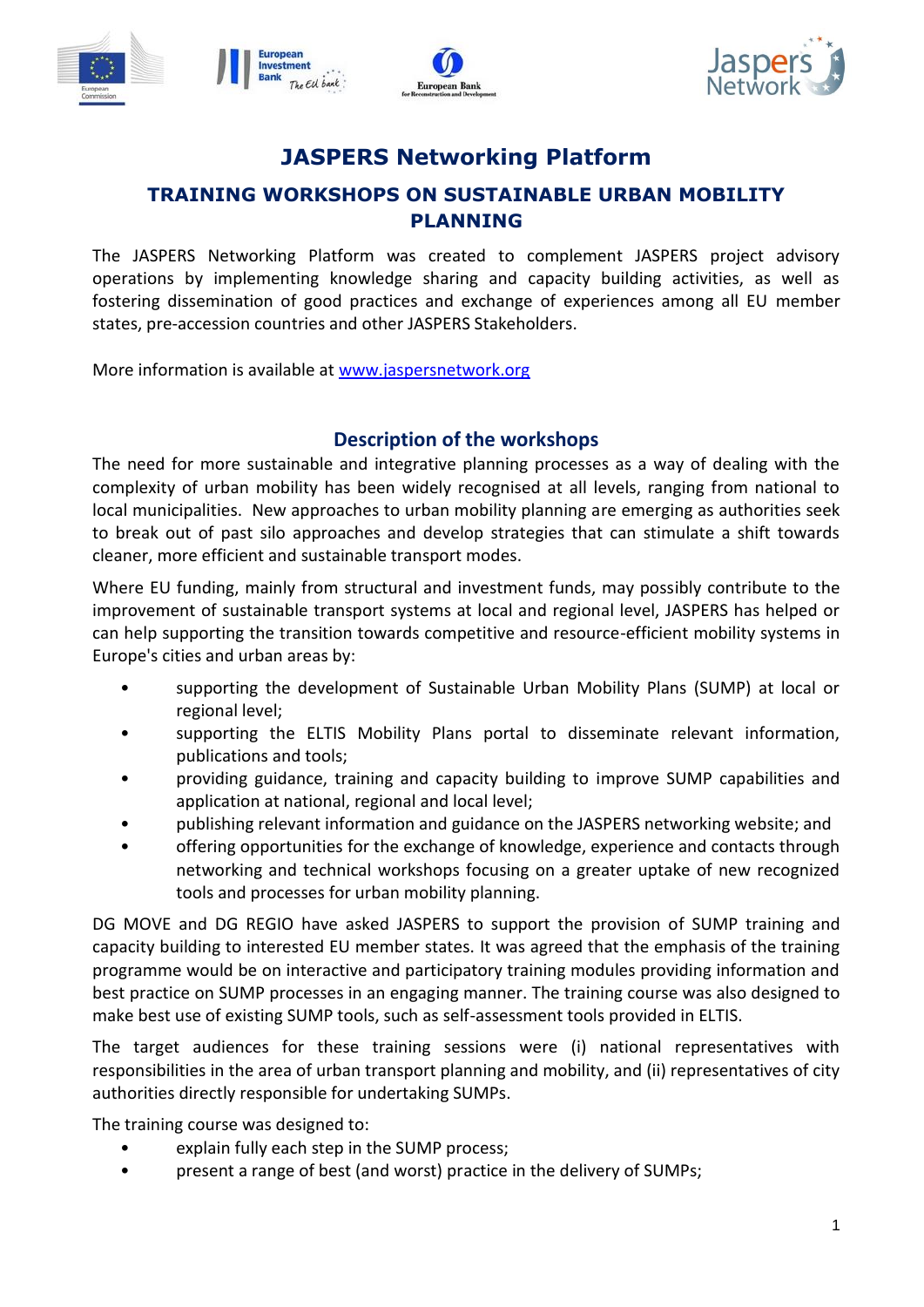# JASPERS Networking Platform

## TRAINING WORKSHOPS ON SUSTAINABLE URBAN MOBILITY PLANNING

The JASPERS Networking Platform was created to complement JASPERS project advisory operations by implementing knowledge sharing and capacity building activities, as well as fostering dissemination of good practices and exchange of experiences among all EU member states, pre-accession countries and other JASPERS Stakeholders.

More information is available at www.jaspersnetwork.org

### Description of the workshops

The need for more sustainable and integrative planning processes as a way of dealing with the complexity of urban mobility has been widely recognised at all levels, ranging from national to local municipalities. New approaches to urban mobility planning are emerging as authorities seek to break out of past silo approaches and develop strategies that can stimulate a shift towards cleaner, more efficient and sustainable transport modes.

Where EU funding, mainly from structural and investment funds, may possibly contribute to the improvement of sustainable transport systems at local and regional level, JASPERS has helped or can help supporting the transition towards competitive and resource-efficient mobility systems in Europe's cities and urban areas by:

- supporting the development of Sustainable Urban Mobility Plans (SUMP) at local or regional level;
- supporting the ELTIS Mobility Plans portal to disseminate relevant information, publications and tools;
- providing guidance, training and capacity building to improve SUMP capabilities and application at national, regional and local level;
- publishing relevant information and guidance on the JASPERS networking website; and
- offering opportunities for the exchange of knowledge, experience and contacts through networking and technical workshops focusing on a greater uptake of new recognized tools and processes for urban mobility planning.

DG MOVE and DG REGIO have asked JASPERS to support the provision of SUMP training and capacity building to interested EU member states. It was agreed that the emphasis of the training programme would be on interactive and participatory training modules providing information and best practice on SUMP processes in an engaging manner. The training course was also designed to make best use of existing SUMP tools, such as self-assessment tools provided in ELTIS.

The target audiences for these training sessions were (i) national representatives with responsibilities in the area of urban transport planning and mobility, and (ii) representatives of city authorities directly responsible for undertaking SUMPs.

The training course was designed to:

- explain fully each step in the SUMP process;
- present a range of best (and worst) practice in the delivery of SUMPs;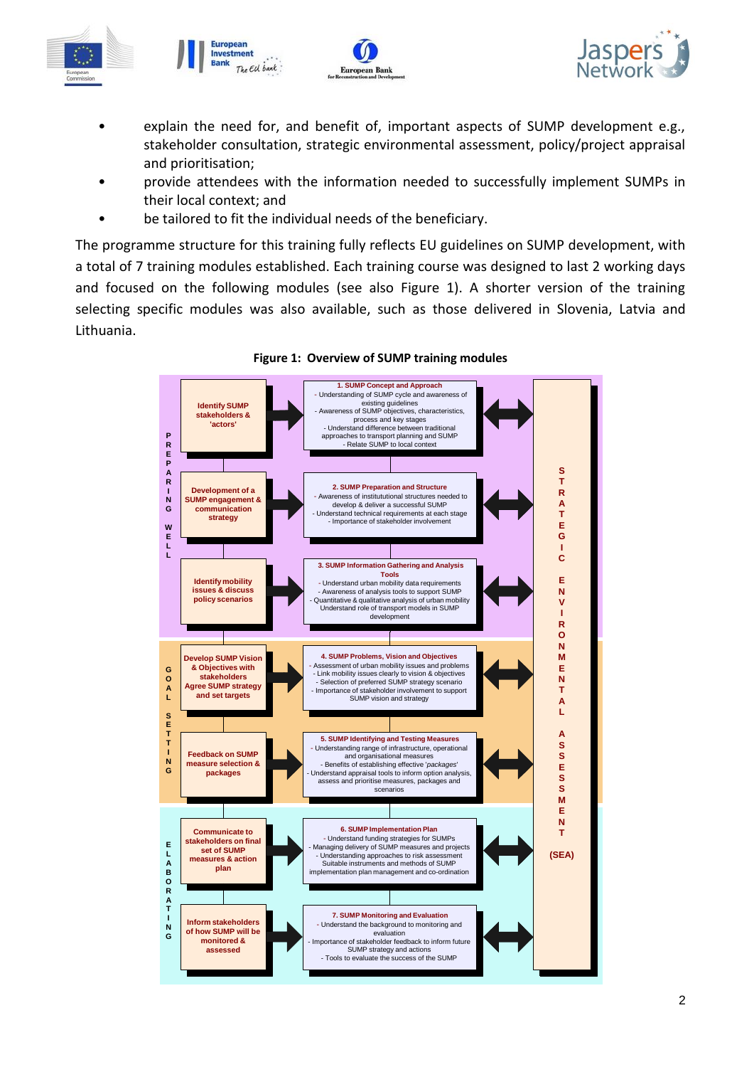- explain the need for, and benefit of, important aspects of SUMP development e.g., stakeholder consultation, strategic environmental assessment, policy/project appraisal and prioritisation;
- provide attendees with the information needed to successfully implement SUMPs in their local context; and
- be tailored to fit the individual needs of the beneficiary.

The programme structure for this training fully reflects EU guidelines on SUMP development, with a total of 7 training modules established. Each training course was designed to last 2 working days and focused on the following modules (see also Figure 1). A shorter version of the training selecting specific modules was also available, such as those delivered in Slovenia, Latvia and Lithuania.

**Figure 1: Overview of SUMP training modules**

| Phase | Stakeholder activity | Training module | |
|---|---|---|---|
| PREPARING WELL | Identify SUMP stakeholders & 'actors' | **1. SUMP Concept and Approach**<br>- Understanding of SUMP cycle and awareness of existing guidelines<br>- Awareness of SUMP objectives, characteristics, process and key stages<br>- Understand difference between traditional approaches to transport planning and SUMP<br>- Relate SUMP to local context | STRATEGIC ENVIRONMENTAL ASSESSMENT (SEA) |
| | Development of a SUMP engagement & communication strategy | **2. SUMP Preparation and Structure**<br>- Awareness of institutional structures needed to develop & deliver a successful SUMP<br>- Understand technical requirements at each stage<br>- Importance of stakeholder involvement | |
| | Identify mobility issues & discuss policy scenarios | **3. SUMP Information Gathering and Analysis Tools**<br>- Understand urban mobility data requirements<br>- Awareness of analysis tools to support SUMP<br>- Quantitative & qualitative analysis of urban mobility<br>Understand role of transport models in SUMP development | |
| GOAL SETTING | Develop SUMP Vision & Objectives with stakeholders<br>Agree SUMP strategy and set targets | **4. SUMP Problems, Vision and Objectives**<br>- Assessment of urban mobility issues and problems<br>- Link mobility issues clearly to vision & objectives<br>- Selection of preferred SUMP strategy scenario<br>- Importance of stakeholder involvement to support SUMP vision and strategy | |
| | Feedback on SUMP measure selection & packages | **5. SUMP Identifying and Testing Measures**<br>- Understanding range of infrastructure, operational and organisational measures<br>- Benefits of establishing effective '*packages*'<br>- Understand appraisal tools to inform option analysis, assess and prioritise measures, packages and scenarios | |
| ELABORATING | Communicate to stakeholders on final set of SUMP measures & action plan | **6. SUMP Implementation Plan**<br>- Understand funding strategies for SUMPs<br>- Managing delivery of SUMP measures and projects<br>- Understanding approaches to risk assessment<br>Suitable instruments and methods of SUMP implementation plan management and co-ordination | |
| | Inform stakeholders of how SUMP will be monitored & assessed | **7. SUMP Monitoring and Evaluation**<br>- Understand the background to monitoring and evaluation<br>- Importance of stakeholder feedback to inform future SUMP strategy and actions<br>- Tools to evaluate the success of the SUMP | |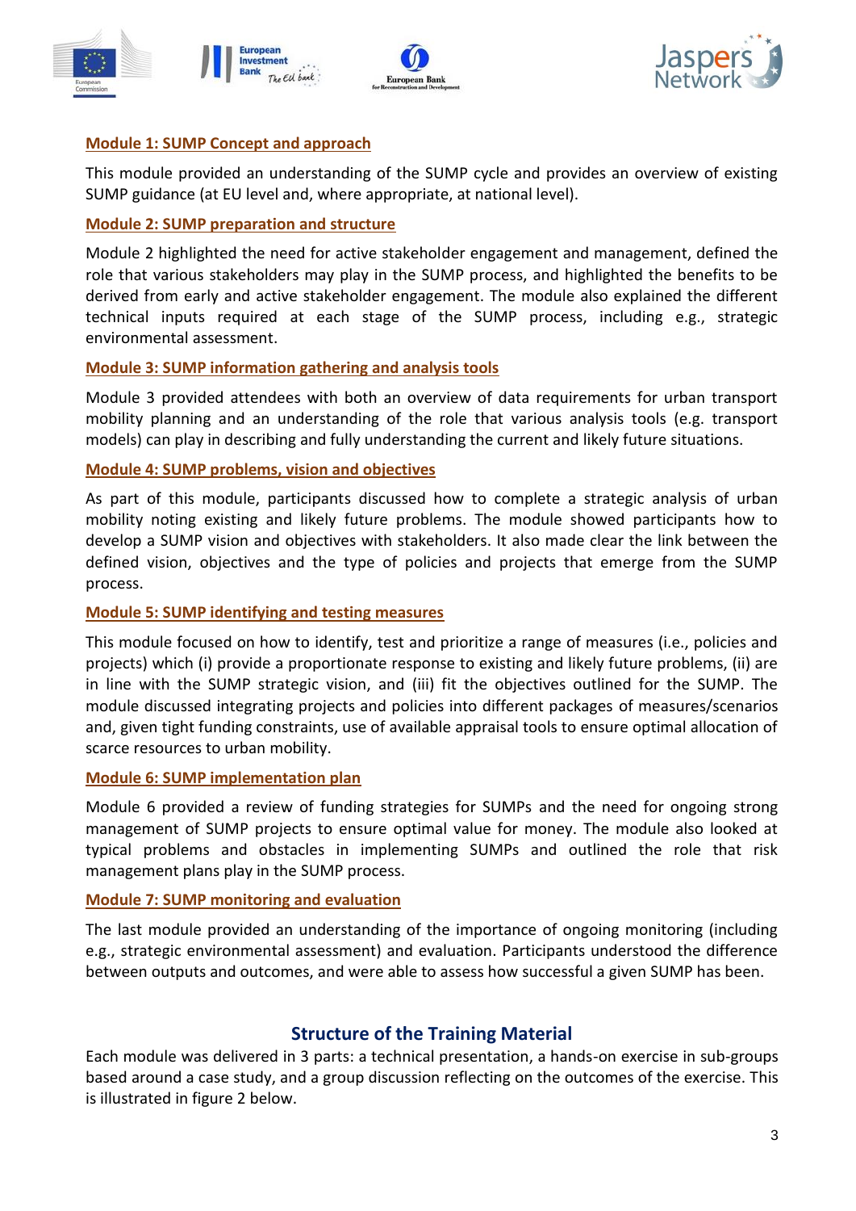**Module 1: SUMP Concept and approach**

This module provided an understanding of the SUMP cycle and provides an overview of existing SUMP guidance (at EU level and, where appropriate, at national level).

**Module 2: SUMP preparation and structure**

Module 2 highlighted the need for active stakeholder engagement and management, defined the role that various stakeholders may play in the SUMP process, and highlighted the benefits to be derived from early and active stakeholder engagement. The module also explained the different technical inputs required at each stage of the SUMP process, including e.g., strategic environmental assessment.

**Module 3: SUMP information gathering and analysis tools**

Module 3 provided attendees with both an overview of data requirements for urban transport mobility planning and an understanding of the role that various analysis tools (e.g. transport models) can play in describing and fully understanding the current and likely future situations.

**Module 4: SUMP problems, vision and objectives**

As part of this module, participants discussed how to complete a strategic analysis of urban mobility noting existing and likely future problems. The module showed participants how to develop a SUMP vision and objectives with stakeholders. It also made clear the link between the defined vision, objectives and the type of policies and projects that emerge from the SUMP process.

**Module 5: SUMP identifying and testing measures**

This module focused on how to identify, test and prioritize a range of measures (i.e., policies and projects) which (i) provide a proportionate response to existing and likely future problems, (ii) are in line with the SUMP strategic vision, and (iii) fit the objectives outlined for the SUMP. The module discussed integrating projects and policies into different packages of measures/scenarios and, given tight funding constraints, use of available appraisal tools to ensure optimal allocation of scarce resources to urban mobility.

**Module 6: SUMP implementation plan**

Module 6 provided a review of funding strategies for SUMPs and the need for ongoing strong management of SUMP projects to ensure optimal value for money. The module also looked at typical problems and obstacles in implementing SUMPs and outlined the role that risk management plans play in the SUMP process.

**Module 7: SUMP monitoring and evaluation**

The last module provided an understanding of the importance of ongoing monitoring (including e.g., strategic environmental assessment) and evaluation. Participants understood the difference between outputs and outcomes, and were able to assess how successful a given SUMP has been.

## Structure of the Training Material

Each module was delivered in 3 parts: a technical presentation, a hands-on exercise in sub-groups based around a case study, and a group discussion reflecting on the outcomes of the exercise. This is illustrated in figure 2 below.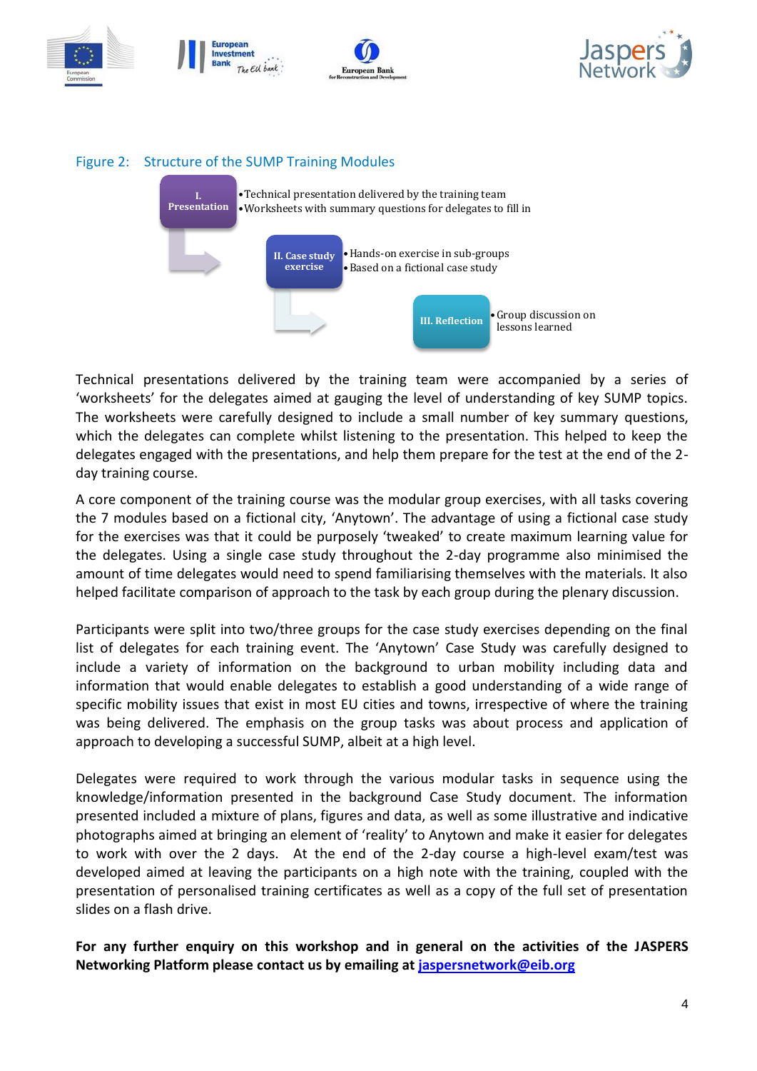Figure 2: Structure of the SUMP Training Modules

**I. Presentation**
- Technical presentation delivered by the training team
- Worksheets with summary questions for delegates to fill in

**II. Case study exercise**
- Hands-on exercise in sub-groups
- Based on a fictional case study

**III. Reflection**
- Group discussion on lessons learned

Technical presentations delivered by the training team were accompanied by a series of 'worksheets' for the delegates aimed at gauging the level of understanding of key SUMP topics. The worksheets were carefully designed to include a small number of key summary questions, which the delegates can complete whilst listening to the presentation. This helped to keep the delegates engaged with the presentations, and help them prepare for the test at the end of the 2-day training course.

A core component of the training course was the modular group exercises, with all tasks covering the 7 modules based on a fictional city, 'Anytown'. The advantage of using a fictional case study for the exercises was that it could be purposely 'tweaked' to create maximum learning value for the delegates. Using a single case study throughout the 2-day programme also minimised the amount of time delegates would need to spend familiarising themselves with the materials. It also helped facilitate comparison of approach to the task by each group during the plenary discussion.

Participants were split into two/three groups for the case study exercises depending on the final list of delegates for each training event. The 'Anytown' Case Study was carefully designed to include a variety of information on the background to urban mobility including data and information that would enable delegates to establish a good understanding of a wide range of specific mobility issues that exist in most EU cities and towns, irrespective of where the training was being delivered. The emphasis on the group tasks was about process and application of approach to developing a successful SUMP, albeit at a high level.

Delegates were required to work through the various modular tasks in sequence using the knowledge/information presented in the background Case Study document. The information presented included a mixture of plans, figures and data, as well as some illustrative and indicative photographs aimed at bringing an element of 'reality' to Anytown and make it easier for delegates to work with over the 2 days. At the end of the 2-day course a high-level exam/test was developed aimed at leaving the participants on a high note with the training, coupled with the presentation of personalised training certificates as well as a copy of the full set of presentation slides on a flash drive.

**For any further enquiry on this workshop and in general on the activities of the JASPERS Networking Platform please contact us by emailing at [jaspersnetwork@eib.org](mailto:jaspersnetwork@eib.org)**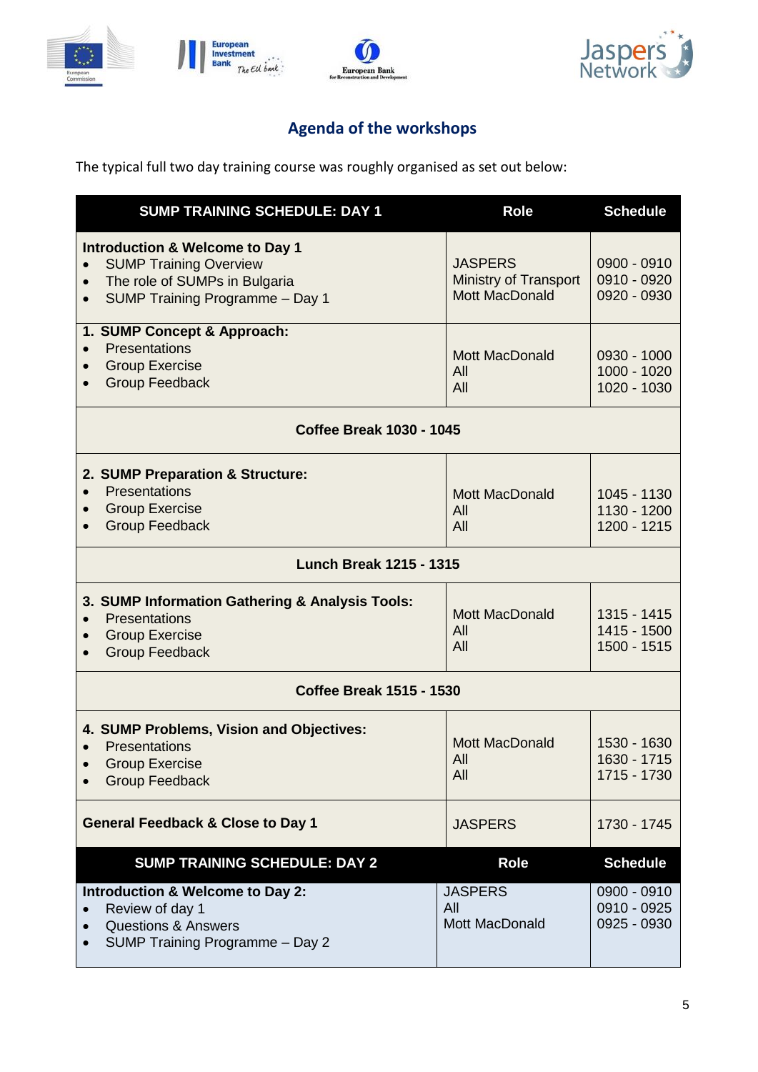## Agenda of the workshops

The typical full two day training course was roughly organised as set out below:

| SUMP TRAINING SCHEDULE: DAY 1 | Role | Schedule |
|---|---|---|
| **Introduction & Welcome to Day 1**<br>• SUMP Training Overview<br>• The role of SUMPs in Bulgaria<br>• SUMP Training Programme – Day 1 | JASPERS<br>Ministry of Transport<br>Mott MacDonald | 0900 - 0910<br>0910 - 0920<br>0920 - 0930 |
| **1. SUMP Concept & Approach:**<br>• Presentations<br>• Group Exercise<br>• Group Feedback | Mott MacDonald<br>All<br>All | 0930 - 1000<br>1000 - 1020<br>1020 - 1030 |
| **Coffee Break 1030 - 1045** | | |
| **2. SUMP Preparation & Structure:**<br>• Presentations<br>• Group Exercise<br>• Group Feedback | Mott MacDonald<br>All<br>All | 1045 - 1130<br>1130 - 1200<br>1200 - 1215 |
| **Lunch Break 1215 - 1315** | | |
| **3. SUMP Information Gathering & Analysis Tools:**<br>• Presentations<br>• Group Exercise<br>• Group Feedback | Mott MacDonald<br>All<br>All | 1315 - 1415<br>1415 - 1500<br>1500 - 1515 |
| **Coffee Break 1515 - 1530** | | |
| **4. SUMP Problems, Vision and Objectives:**<br>• Presentations<br>• Group Exercise<br>• Group Feedback | Mott MacDonald<br>All<br>All | 1530 - 1630<br>1630 - 1715<br>1715 - 1730 |
| **General Feedback & Close to Day 1** | JASPERS | 1730 - 1745 |
| **SUMP TRAINING SCHEDULE: DAY 2** | **Role** | **Schedule** |
| **Introduction & Welcome to Day 2:**<br>• Review of day 1<br>• Questions & Answers<br>• SUMP Training Programme – Day 2 | JASPERS<br>All<br>Mott MacDonald | 0900 - 0910<br>0910 - 0925<br>0925 - 0930 |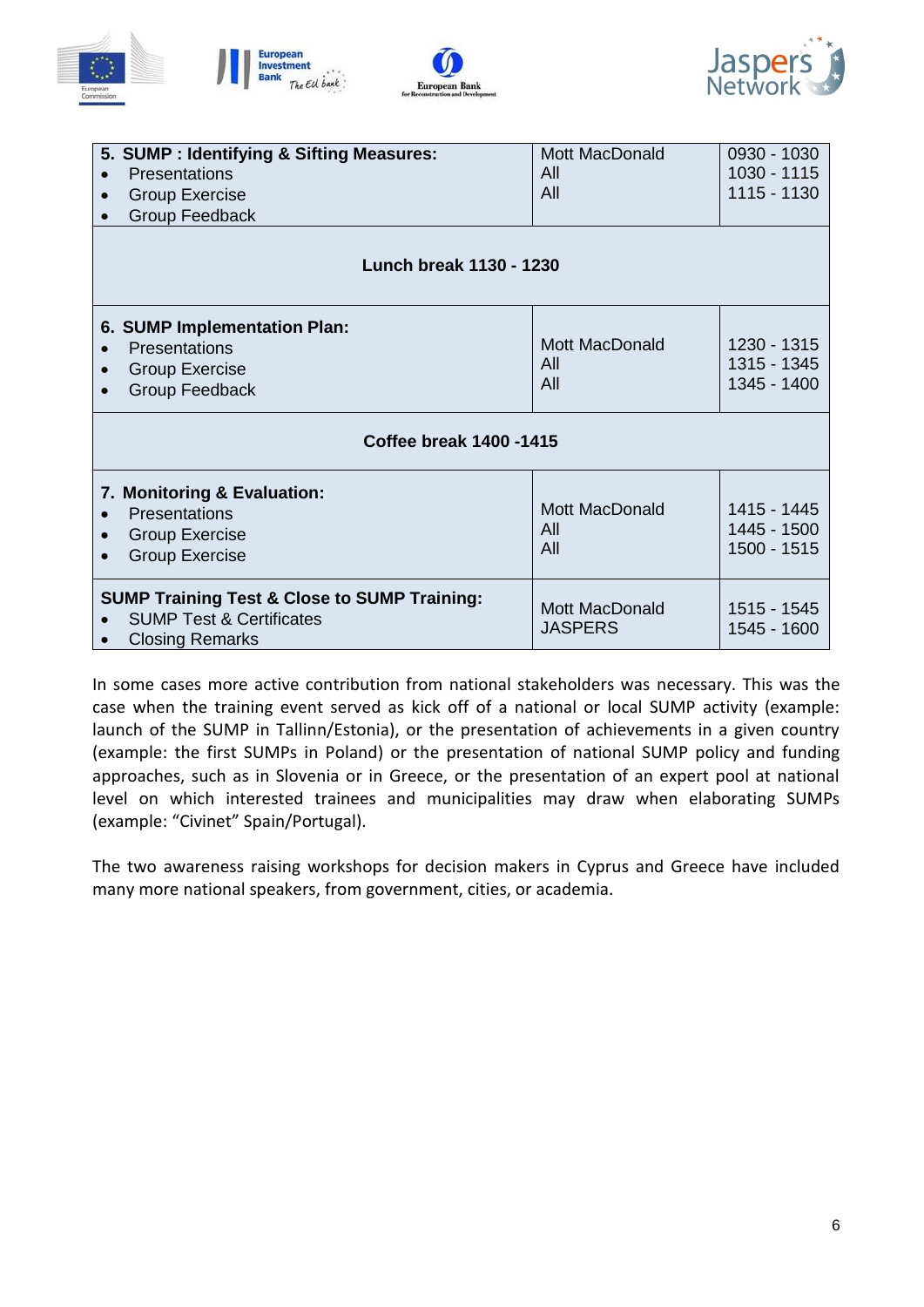| | | |
|---|---|---|
| **5. SUMP : Identifying & Sifting Measures:**<br>• Presentations<br>• Group Exercise<br>• Group Feedback | Mott MacDonald<br>All<br>All | 0930 - 1030<br>1030 - 1115<br>1115 - 1130 |
| **Lunch break 1130 - 1230** | | |
| **6. SUMP Implementation Plan:**<br>• Presentations<br>• Group Exercise<br>• Group Feedback | Mott MacDonald<br>All<br>All | 1230 - 1315<br>1315 - 1345<br>1345 - 1400 |
| **Coffee break 1400 -1415** | | |
| **7. Monitoring & Evaluation:**<br>• Presentations<br>• Group Exercise<br>• Group Exercise | Mott MacDonald<br>All<br>All | 1415 - 1445<br>1445 - 1500<br>1500 - 1515 |
| **SUMP Training Test & Close to SUMP Training:**<br>• SUMP Test & Certificates<br>• Closing Remarks | Mott MacDonald<br>JASPERS | 1515 - 1545<br>1545 - 1600 |

In some cases more active contribution from national stakeholders was necessary. This was the case when the training event served as kick off of a national or local SUMP activity (example: launch of the SUMP in Tallinn/Estonia), or the presentation of achievements in a given country (example: the first SUMPs in Poland) or the presentation of national SUMP policy and funding approaches, such as in Slovenia or in Greece, or the presentation of an expert pool at national level on which interested trainees and municipalities may draw when elaborating SUMPs (example: "Civinet" Spain/Portugal).

The two awareness raising workshops for decision makers in Cyprus and Greece have included many more national speakers, from government, cities, or academia.